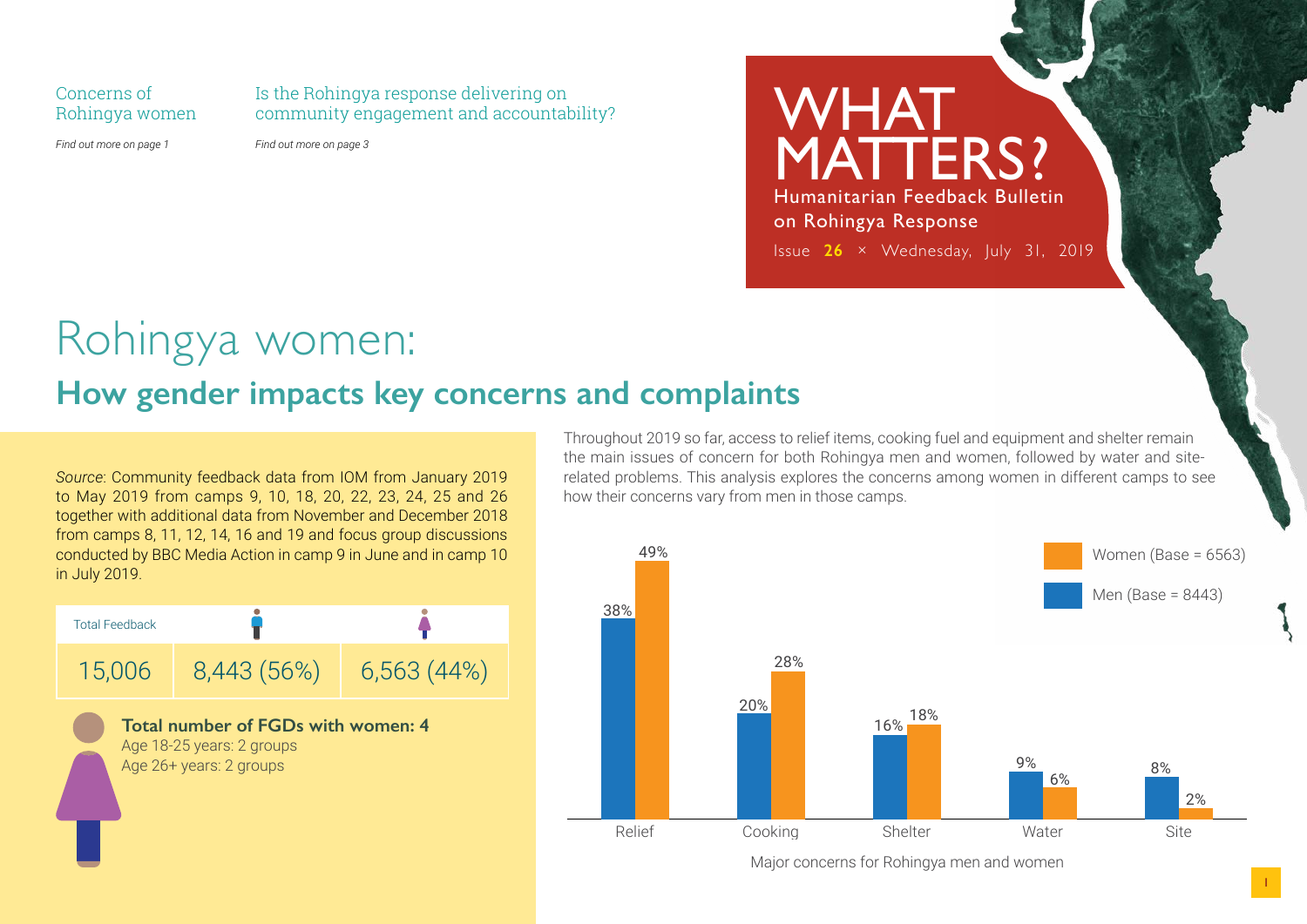Concerns of Rohingya women

*Find out more on page 1*

Is the Rohingya response delivering on community engagement and accountability?

*Find out more on page 3*

# WHAT MATTERS?

Humanitarian Feedback Bulletin on Rohingya Response

Issue **26** × Wednesday, July 31, 2019

# Rohingya women:

## How gender impacts key concerns and complaints

*Source*: Community feedback data from IOM from January 2019 to May 2019 from camps 9, 10, 18, 20, 22, 23, 24, 25 and 26 together with additional data from November and December 2018 from camps 8, 11, 12, 14, 16 and 19 and focus group discussions conducted by BBC Media Action in camp 9 in June and in camp 10 in July 2019.

| Total Feedback | Men | Women |
|---|---|---|
| 15,006 | 8,443 (56%) | 6,563 (44%) |

**Total number of FGDs with women: 4**

Age 18-25 years: 2 groups

Age 26+ years: 2 groups

Throughout 2019 so far, access to relief items, cooking fuel and equipment and shelter remain the main issues of concern for both Rohingya men and women, followed by water and site-related problems. This analysis explores the concerns among women in different camps to see how their concerns vary from men in those camps.

| | Men (Base = 8443) | Women (Base = 6563) |
|---|---|---|
| Relief | 38% | 49% |
| Cooking | 20% | 28% |
| Shelter | 16% | 18% |
| Water | 9% | 6% |
| Site | 8% | 2% |

Major concerns for Rohingya men and women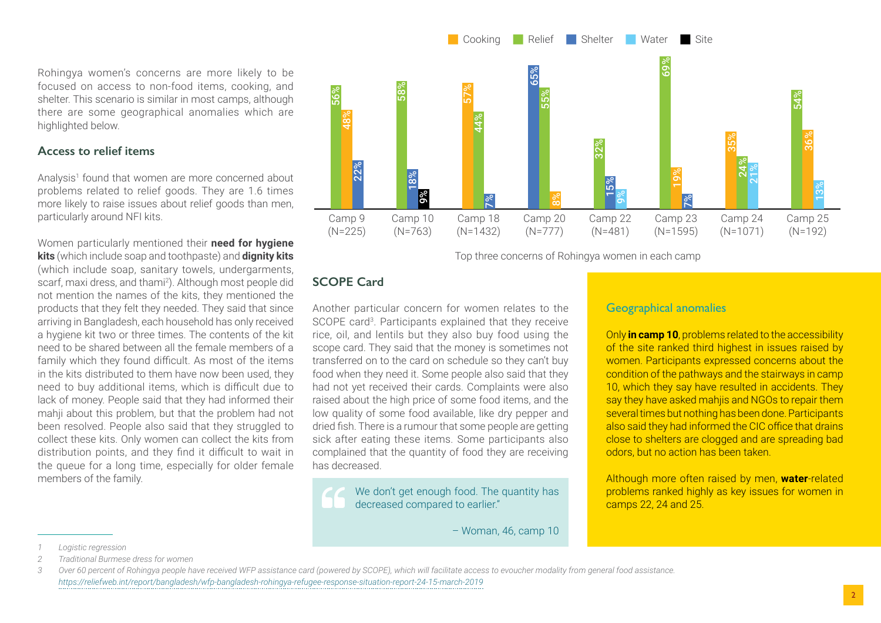Rohingya women's concerns are more likely to be focused on access to non-food items, cooking, and shelter. This scenario is similar in most camps, although there are some geographical anomalies which are highlighted below.

### Access to relief items

Analysis[1] found that women are more concerned about problems related to relief goods. They are 1.6 times more likely to raise issues about relief goods than men, particularly around NFI kits.

Women particularly mentioned their **need for hygiene kits** (which include soap and toothpaste) and **dignity kits** (which include soap, sanitary towels, undergarments, scarf, maxi dress, and thami[2]). Although most people did not mention the names of the kits, they mentioned the products that they felt they needed. They said that since arriving in Bangladesh, each household has only received a hygiene kit two or three times. The contents of the kit need to be shared between all the female members of a family which they found difficult. As most of the items in the kits distributed to them have now been used, they need to buy additional items, which is difficult due to lack of money. People said that they had informed their mahji about this problem, but that the problem had not been resolved. People also said that they struggled to collect these kits. Only women can collect the kits from distribution points, and they find it difficult to wait in the queue for a long time, especially for older female members of the family.

| Camp | Cooking | Relief | Shelter | Water | Site |
|---|---|---|---|---|---|
| Camp 9 (N=225) | 48% | 56% | 22% | | |
| Camp 10 (N=763) | | 58% | 18% | | 9% |
| Camp 18 (N=1432) | 57% | 44% | 7% | | |
| Camp 20 (N=777) | 8% | 55% | 65% | | |
| Camp 22 (N=481) | | 32% | 15% | 9% | |
| Camp 23 (N=1595) | 19% | 69% | 7% | | |
| Camp 24 (N=1071) | 35% | 24% | | 21% | |
| Camp 25 (N=192) | 36% | 54% | | 13% | |

Top three concerns of Rohingya women in each camp

### SCOPE Card

Another particular concern for women relates to the SCOPE card[3]. Participants explained that they receive rice, oil, and lentils but they also buy food using the scope card. They said that the money is sometimes not transferred on to the card on schedule so they can't buy food when they need it. Some people also said that they had not yet received their cards. Complaints were also raised about the high price of some food items, and the low quality of some food available, like dry pepper and dried fish. There is a rumour that some people are getting sick after eating these items. Some participants also complained that the quantity of food they are receiving has decreased.

> We don't get enough food. The quantity has decreased compared to earlier."
>
> – Woman, 46, camp 10

### Geographical anomalies

Only **in camp 10**, problems related to the accessibility of the site ranked third highest in issues raised by women. Participants expressed concerns about the condition of the pathways and the stairways in camp 10, which they say have resulted in accidents. They say they have asked mahjis and NGOs to repair them several times but nothing has been done. Participants also said they had informed the CIC office that drains close to shelters are clogged and are spreading bad odors, but no action has been taken.

Although more often raised by men, **water**-related problems ranked highly as key issues for women in camps 22, 24 and 25.

---

*1 Logistic regression*

*2 Traditional Burmese dress for women*

*3 Over 60 percent of Rohingya people have received WFP assistance card (powered by SCOPE), which will facilitate access to evoucher modality from general food assistance. https://reliefweb.int/report/bangladesh/wfp-bangladesh-rohingya-refugee-response-situation-report-24-15-march-2019*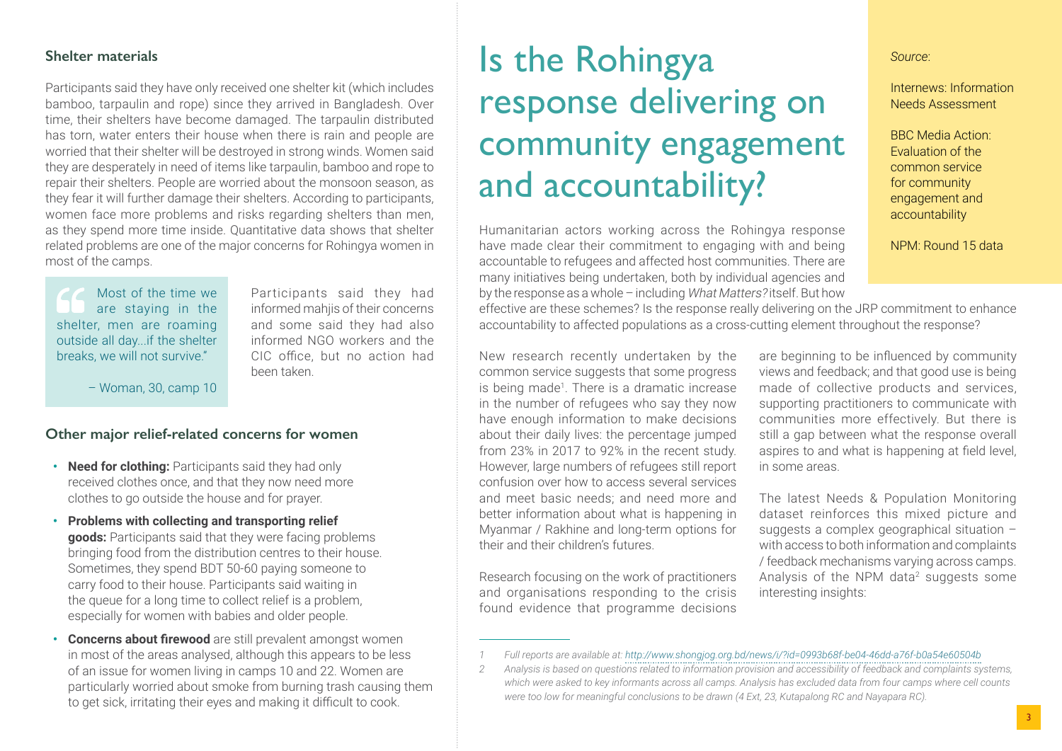### Shelter materials

Participants said they have only received one shelter kit (which includes bamboo, tarpaulin and rope) since they arrived in Bangladesh. Over time, their shelters have become damaged. The tarpaulin distributed has torn, water enters their house when there is rain and people are worried that their shelter will be destroyed in strong winds. Women said they are desperately in need of items like tarpaulin, bamboo and rope to repair their shelters. People are worried about the monsoon season, as they fear it will further damage their shelters. According to participants, women face more problems and risks regarding shelters than men, as they spend more time inside. Quantitative data shows that shelter related problems are one of the major concerns for Rohingya women in most of the camps.

> "Most of the time we are staying in the shelter, men are roaming outside all day...if the shelter breaks, we will not survive."
>
> – Woman, 30, camp 10

Participants said they had informed mahjis of their concerns and some said they had also informed NGO workers and the CIC office, but no action had been taken.

### Other major relief-related concerns for women

- **Need for clothing:** Participants said they had only received clothes once, and that they now need more clothes to go outside the house and for prayer.
- **Problems with collecting and transporting relief goods:** Participants said that they were facing problems bringing food from the distribution centres to their house. Sometimes, they spend BDT 50-60 paying someone to carry food to their house. Participants said waiting in the queue for a long time to collect relief is a problem, especially for women with babies and older people.
- **Concerns about firewood** are still prevalent amongst women in most of the areas analysed, although this appears to be less of an issue for women living in camps 10 and 22. Women are particularly worried about smoke from burning trash causing them to get sick, irritating their eyes and making it difficult to cook.

# Is the Rohingya response delivering on community engagement and accountability?

*Source*:

Internews: Information Needs Assessment

BBC Media Action: Evaluation of the common service for community engagement and accountability

NPM: Round 15 data

Humanitarian actors working across the Rohingya response have made clear their commitment to engaging with and being accountable to refugees and affected host communities. There are many initiatives being undertaken, both by individual agencies and by the response as a whole – including *What Matters?* itself. But how effective are these schemes? Is the response really delivering on the JRP commitment to enhance accountability to affected populations as a cross-cutting element throughout the response?

New research recently undertaken by the common service suggests that some progress is being made[1]. There is a dramatic increase in the number of refugees who say they now have enough information to make decisions about their daily lives: the percentage jumped from 23% in 2017 to 92% in the recent study. However, large numbers of refugees still report confusion over how to access several services and meet basic needs; and need more and better information about what is happening in Myanmar / Rakhine and long-term options for their and their children's futures.

Research focusing on the work of practitioners and organisations responding to the crisis found evidence that programme decisions are beginning to be influenced by community views and feedback; and that good use is being made of collective products and services, supporting practitioners to communicate with communities more effectively. But there is still a gap between what the response overall aspires to and what is happening at field level, in some areas.

The latest Needs & Population Monitoring dataset reinforces this mixed picture and suggests a complex geographical situation – with access to both information and complaints / feedback mechanisms varying across camps. Analysis of the NPM data[2] suggests some interesting insights:

---

1 *Full reports are available at: http://www.shongjog.org.bd/news/i/?id=0993b68f-be04-46dd-a76f-b0a54e60504b*

2 *Analysis is based on questions related to information provision and accessibility of feedback and complaints systems, which were asked to key informants across all camps. Analysis has excluded data from four camps where cell counts were too low for meaningful conclusions to be drawn (4 Ext, 23, Kutapalong RC and Nayapara RC).*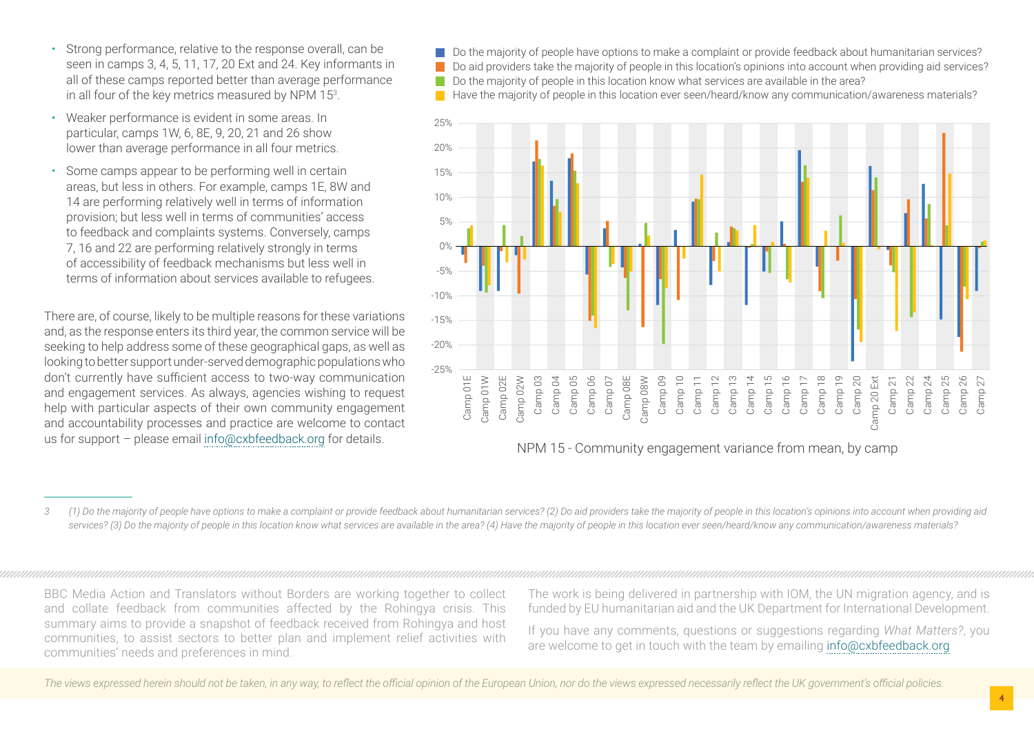- Strong performance, relative to the response overall, can be seen in camps 3, 4, 5, 11, 17, 20 Ext and 24. Key informants in all of these camps reported better than average performance in all four of the key metrics measured by NPM 15[3].
- Weaker performance is evident in some areas. In particular, camps 1W, 6, 8E, 9, 20, 21 and 26 show lower than average performance in all four metrics.
- Some camps appear to be performing well in certain areas, but less in others. For example, camps 1E, 8W and 14 are performing relatively well in terms of information provision; but less well in terms of communities' access to feedback and complaints systems. Conversely, camps 7, 16 and 22 are performing relatively strongly in terms of accessibility of feedback mechanisms but less well in terms of information about services available to refugees.

There are, of course, likely to be multiple reasons for these variations and, as the response enters its third year, the common service will be seeking to help address some of these geographical gaps, as well as looking to better support under-served demographic populations who don't currently have sufficient access to two-way communication and engagement services. As always, agencies wishing to request help with particular aspects of their own community engagement and accountability processes and practice are welcome to contact us for support – please email info@cxbfeedback.org for details.

Do the majority of people have options to make a complaint or provide feedback about humanitarian services?
Do aid providers take the majority of people in this location's opinions into account when providing aid services?
Do the majority of people in this location know what services are available in the area?
Have the majority of people in this location ever seen/heard/know any communication/awareness materials?

25%
20%
15%
10%
5%
0%
-5%
-10%
-15%
-20%
-25%

Camp 01E, Camp 01W, Camp 02E, Camp 02W, Camp 03, Camp 04, Camp 05, Camp 06, Camp 07, Camp 08E, Camp 08W, Camp 09, Camp 10, Camp 11, Camp 12, Camp 13, Camp 14, Camp 15, Camp 16, Camp 17, Camp 18, Camp 19, Camp 20, Camp 20 Ext, Camp 21, Camp 22, Camp 24, Camp 25, Camp 26, Camp 27

NPM 15 - Community engagement variance from mean, by camp

3 (1) Do the majority of people have options to make a complaint or provide feedback about humanitarian services? (2) Do aid providers take the majority of people in this location's opinions into account when providing aid services? (3) Do the majority of people in this location know what services are available in the area? (4) Have the majority of people in this location ever seen/heard/know any communication/awareness materials?

BBC Media Action and Translators without Borders are working together to collect and collate feedback from communities affected by the Rohingya crisis. This summary aims to provide a snapshot of feedback received from Rohingya and host communities, to assist sectors to better plan and implement relief activities with communities' needs and preferences in mind.

The work is being delivered in partnership with IOM, the UN migration agency, and is funded by EU humanitarian aid and the UK Department for International Development.

If you have any comments, questions or suggestions regarding *What Matters?*, you are welcome to get in touch with the team by emailing info@cxbfeedback.org

*The views expressed herein should not be taken, in any way, to reflect the official opinion of the European Union, nor do the views expressed necessarily reflect the UK government's official policies.*